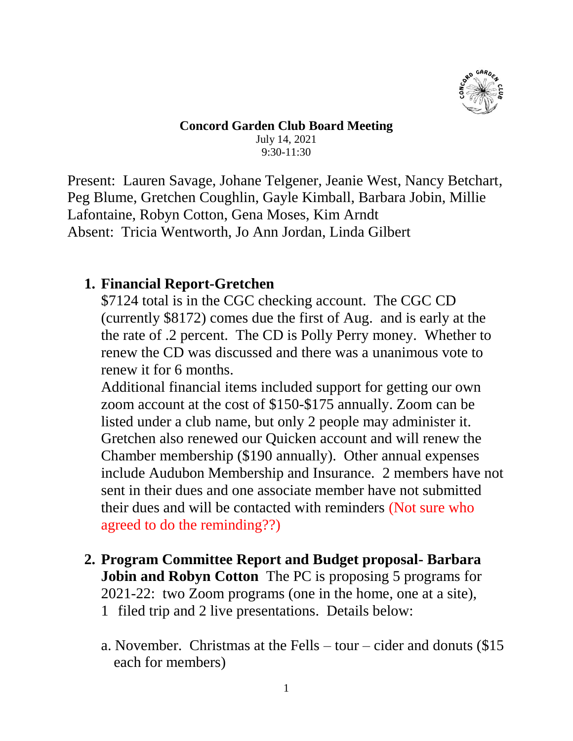# Concord Garden Club Board Meeting

July 14, 2021
9:30-11:30

Present: Lauren Savage, Johane Telgener, Jeanie West, Nancy Betchart, Peg Blume, Gretchen Coughlin, Gayle Kimball, Barbara Jobin, Millie Lafontaine, Robyn Cotton, Gena Moses, Kim Arndt
Absent: Tricia Wentworth, Jo Ann Jordan, Linda Gilbert

1. **Financial Report-Gretchen**
   $7124 total is in the CGC checking account. The CGC CD (currently $8172) comes due the first of Aug. and is early at the the rate of .2 percent. The CD is Polly Perry money. Whether to renew the CD was discussed and there was a unanimous vote to renew it for 6 months.
   Additional financial items included support for getting our own zoom account at the cost of $150-$175 annually. Zoom can be listed under a club name, but only 2 people may administer it. Gretchen also renewed our Quicken account and will renew the Chamber membership ($190 annually). Other annual expenses include Audubon Membership and Insurance. 2 members have not sent in their dues and one associate member have not submitted their dues and will be contacted with reminders (Not sure who agreed to do the reminding??)

2. **Program Committee Report and Budget proposal- Barbara Jobin and Robyn Cotton** The PC is proposing 5 programs for 2021-22: two Zoom programs (one in the home, one at a site), 1 filed trip and 2 live presentations. Details below:

   a. November. Christmas at the Fells – tour – cider and donuts ($15 each for members)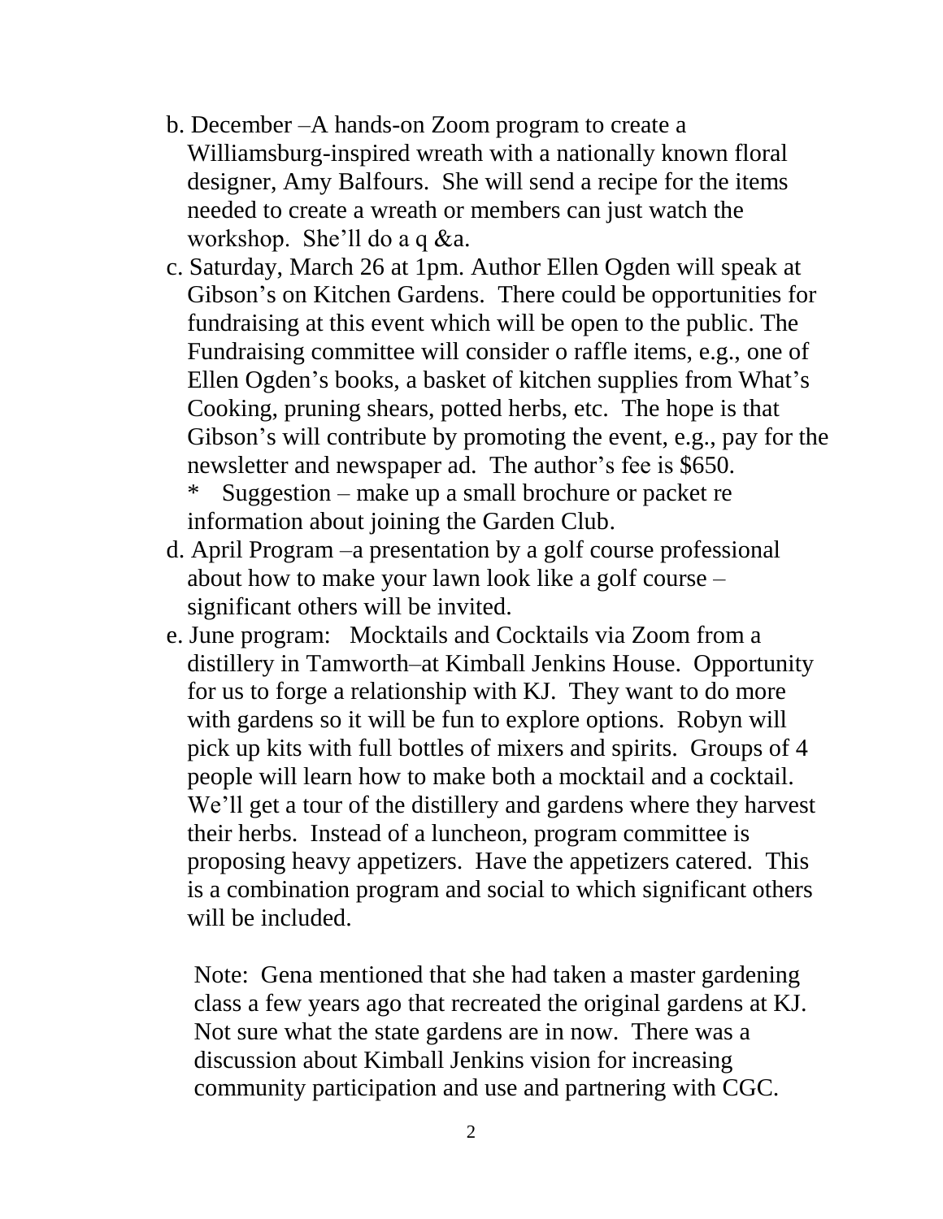b. December –A hands-on Zoom program to create a Williamsburg-inspired wreath with a nationally known floral designer, Amy Balfours. She will send a recipe for the items needed to create a wreath or members can just watch the workshop. She'll do a q &a.

c. Saturday, March 26 at 1pm. Author Ellen Ogden will speak at Gibson's on Kitchen Gardens. There could be opportunities for fundraising at this event which will be open to the public. The Fundraising committee will consider o raffle items, e.g., one of Ellen Ogden's books, a basket of kitchen supplies from What's Cooking, pruning shears, potted herbs, etc. The hope is that Gibson's will contribute by promoting the event, e.g., pay for the newsletter and newspaper ad. The author's fee is $650.
   * Suggestion – make up a small brochure or packet re information about joining the Garden Club.

d. April Program –a presentation by a golf course professional about how to make your lawn look like a golf course – significant others will be invited.

e. June program: Mocktails and Cocktails via Zoom from a distillery in Tamworth–at Kimball Jenkins House. Opportunity for us to forge a relationship with KJ. They want to do more with gardens so it will be fun to explore options. Robyn will pick up kits with full bottles of mixers and spirits. Groups of 4 people will learn how to make both a mocktail and a cocktail. We'll get a tour of the distillery and gardens where they harvest their herbs. Instead of a luncheon, program committee is proposing heavy appetizers. Have the appetizers catered. This is a combination program and social to which significant others will be included.

   Note: Gena mentioned that she had taken a master gardening class a few years ago that recreated the original gardens at KJ. Not sure what the state gardens are in now. There was a discussion about Kimball Jenkins vision for increasing community participation and use and partnering with CGC.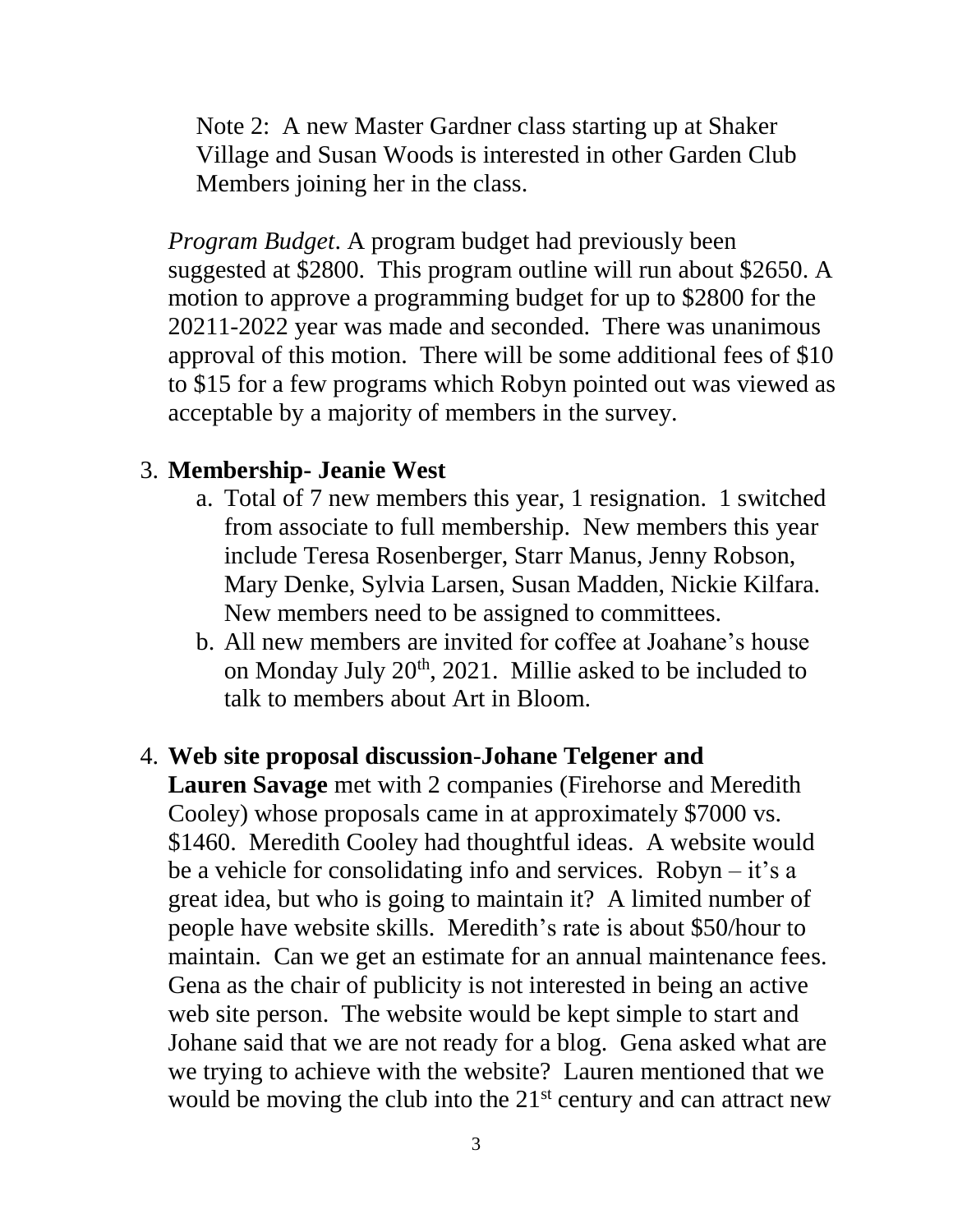Note 2: A new Master Gardner class starting up at Shaker Village and Susan Woods is interested in other Garden Club Members joining her in the class.

*Program Budget*. A program budget had previously been suggested at \$2800. This program outline will run about \$2650. A motion to approve a programming budget for up to \$2800 for the 20211-2022 year was made and seconded. There was unanimous approval of this motion. There will be some additional fees of \$10 to \$15 for a few programs which Robyn pointed out was viewed as acceptable by a majority of members in the survey.

3. **Membership- Jeanie West**
   a. Total of 7 new members this year, 1 resignation. 1 switched from associate to full membership. New members this year include Teresa Rosenberger, Starr Manus, Jenny Robson, Mary Denke, Sylvia Larsen, Susan Madden, Nickie Kilfara. New members need to be assigned to committees.
   b. All new members are invited for coffee at Joahane's house on Monday July 20th, 2021. Millie asked to be included to talk to members about Art in Bloom.

4. **Web site proposal discussion-Johane Telgener and Lauren Savage** met with 2 companies (Firehorse and Meredith Cooley) whose proposals came in at approximately \$7000 vs. \$1460. Meredith Cooley had thoughtful ideas. A website would be a vehicle for consolidating info and services. Robyn – it's a great idea, but who is going to maintain it? A limited number of people have website skills. Meredith's rate is about \$50/hour to maintain. Can we get an estimate for an annual maintenance fees. Gena as the chair of publicity is not interested in being an active web site person. The website would be kept simple to start and Johane said that we are not ready for a blog. Gena asked what are we trying to achieve with the website? Lauren mentioned that we would be moving the club into the 21st century and can attract new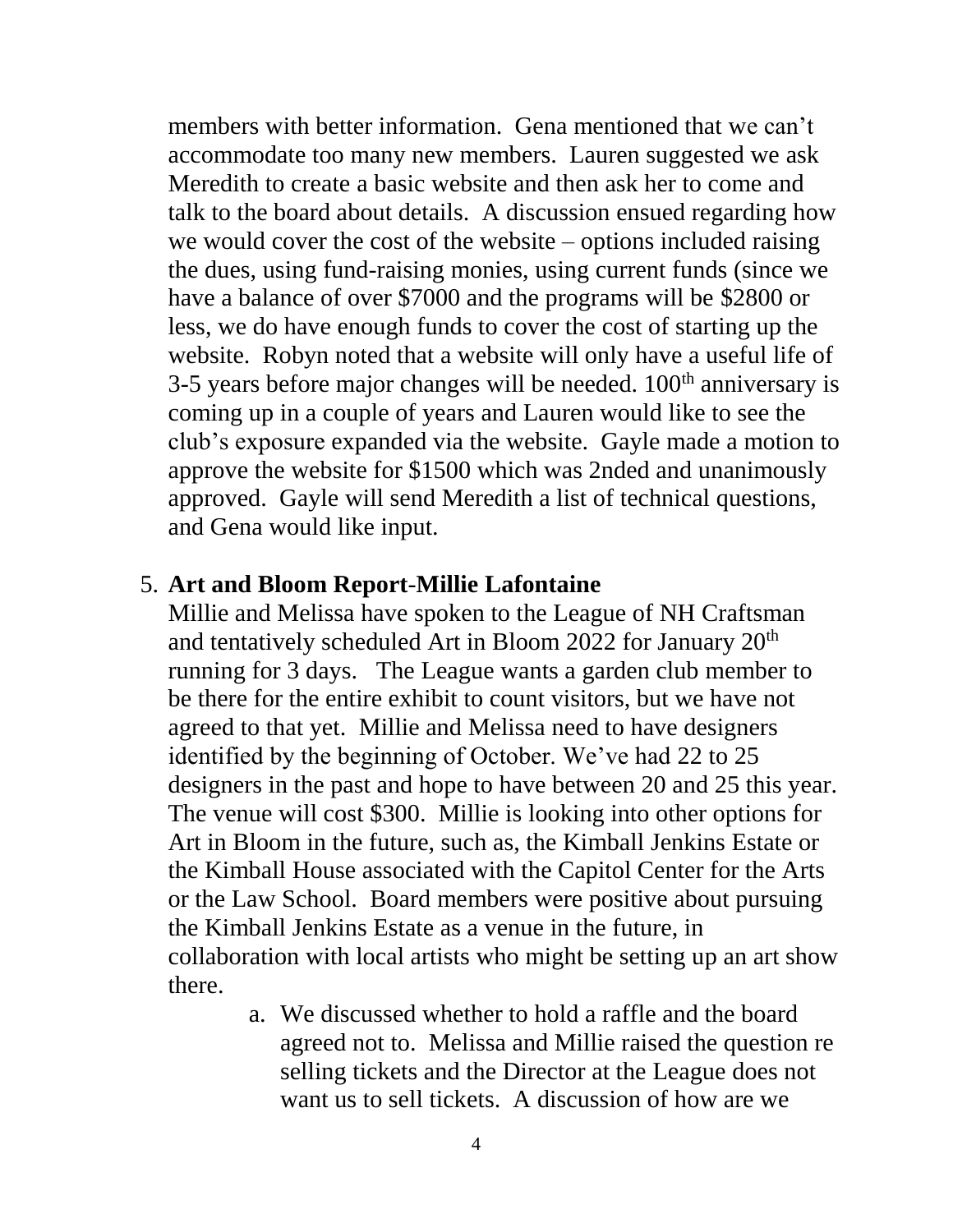members with better information. Gena mentioned that we can't accommodate too many new members. Lauren suggested we ask Meredith to create a basic website and then ask her to come and talk to the board about details. A discussion ensued regarding how we would cover the cost of the website – options included raising the dues, using fund-raising monies, using current funds (since we have a balance of over $7000 and the programs will be $2800 or less, we do have enough funds to cover the cost of starting up the website. Robyn noted that a website will only have a useful life of 3-5 years before major changes will be needed. 100th anniversary is coming up in a couple of years and Lauren would like to see the club's exposure expanded via the website. Gayle made a motion to approve the website for $1500 which was 2nded and unanimously approved. Gayle will send Meredith a list of technical questions, and Gena would like input.

5. **Art and Bloom Report-Millie Lafontaine**

   Millie and Melissa have spoken to the League of NH Craftsman and tentatively scheduled Art in Bloom 2022 for January 20th running for 3 days. The League wants a garden club member to be there for the entire exhibit to count visitors, but we have not agreed to that yet. Millie and Melissa need to have designers identified by the beginning of October. We've had 22 to 25 designers in the past and hope to have between 20 and 25 this year. The venue will cost $300. Millie is looking into other options for Art in Bloom in the future, such as, the Kimball Jenkins Estate or the Kimball House associated with the Capitol Center for the Arts or the Law School. Board members were positive about pursuing the Kimball Jenkins Estate as a venue in the future, in collaboration with local artists who might be setting up an art show there.

   a. We discussed whether to hold a raffle and the board agreed not to. Melissa and Millie raised the question re selling tickets and the Director at the League does not want us to sell tickets. A discussion of how are we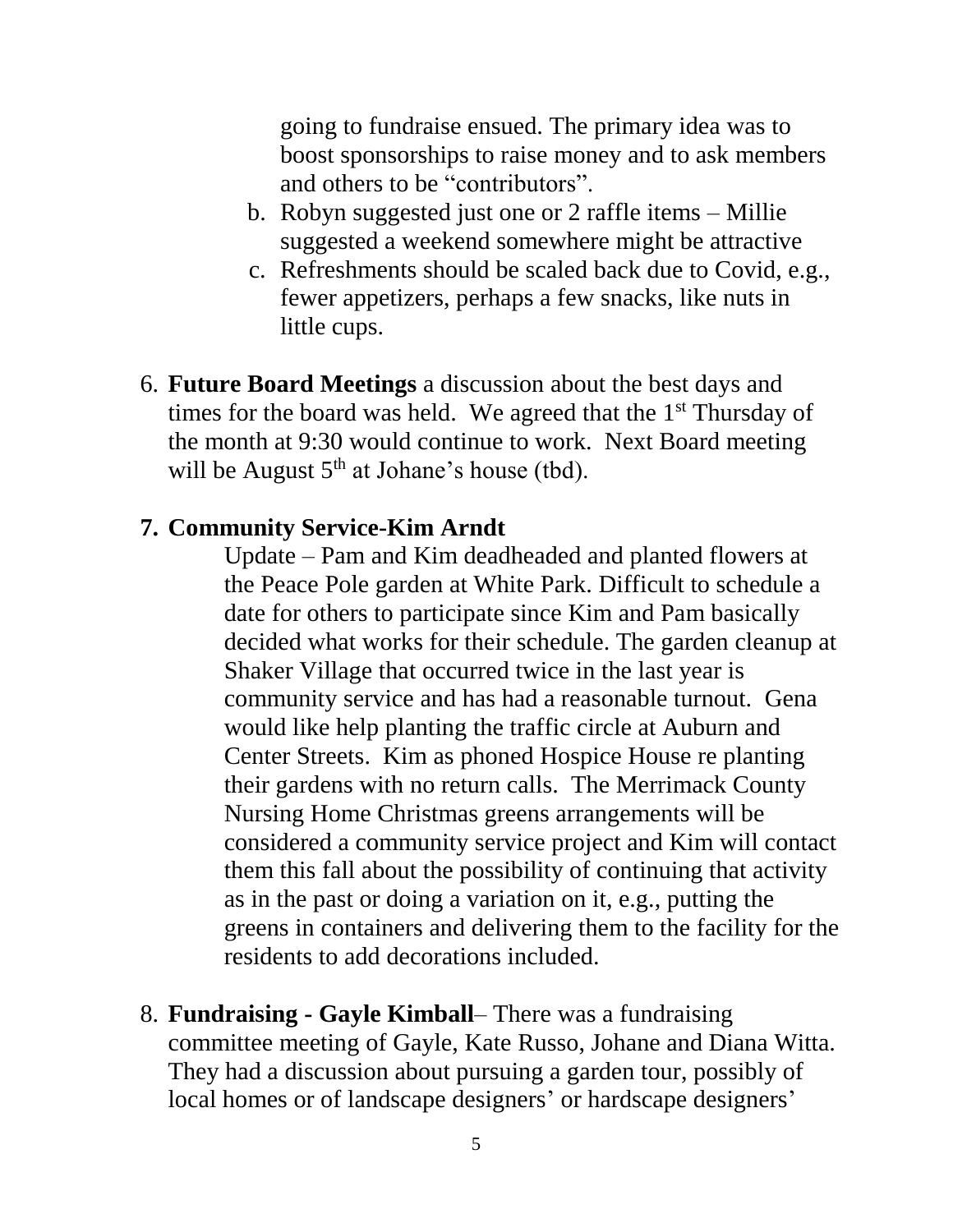going to fundraise ensued. The primary idea was to boost sponsorships to raise money and to ask members and others to be "contributors".

b. Robyn suggested just one or 2 raffle items – Millie suggested a weekend somewhere might be attractive
c. Refreshments should be scaled back due to Covid, e.g., fewer appetizers, perhaps a few snacks, like nuts in little cups.

6. **Future Board Meetings** a discussion about the best days and times for the board was held. We agreed that the 1st Thursday of the month at 9:30 would continue to work. Next Board meeting will be August 5th at Johane's house (tbd).

7. **Community Service-Kim Arndt**

   Update – Pam and Kim deadheaded and planted flowers at the Peace Pole garden at White Park. Difficult to schedule a date for others to participate since Kim and Pam basically decided what works for their schedule. The garden cleanup at Shaker Village that occurred twice in the last year is community service and has had a reasonable turnout. Gena would like help planting the traffic circle at Auburn and Center Streets. Kim as phoned Hospice House re planting their gardens with no return calls. The Merrimack County Nursing Home Christmas greens arrangements will be considered a community service project and Kim will contact them this fall about the possibility of continuing that activity as in the past or doing a variation on it, e.g., putting the greens in containers and delivering them to the facility for the residents to add decorations included.

8. **Fundraising - Gayle Kimball**– There was a fundraising committee meeting of Gayle, Kate Russo, Johane and Diana Witta. They had a discussion about pursuing a garden tour, possibly of local homes or of landscape designers' or hardscape designers'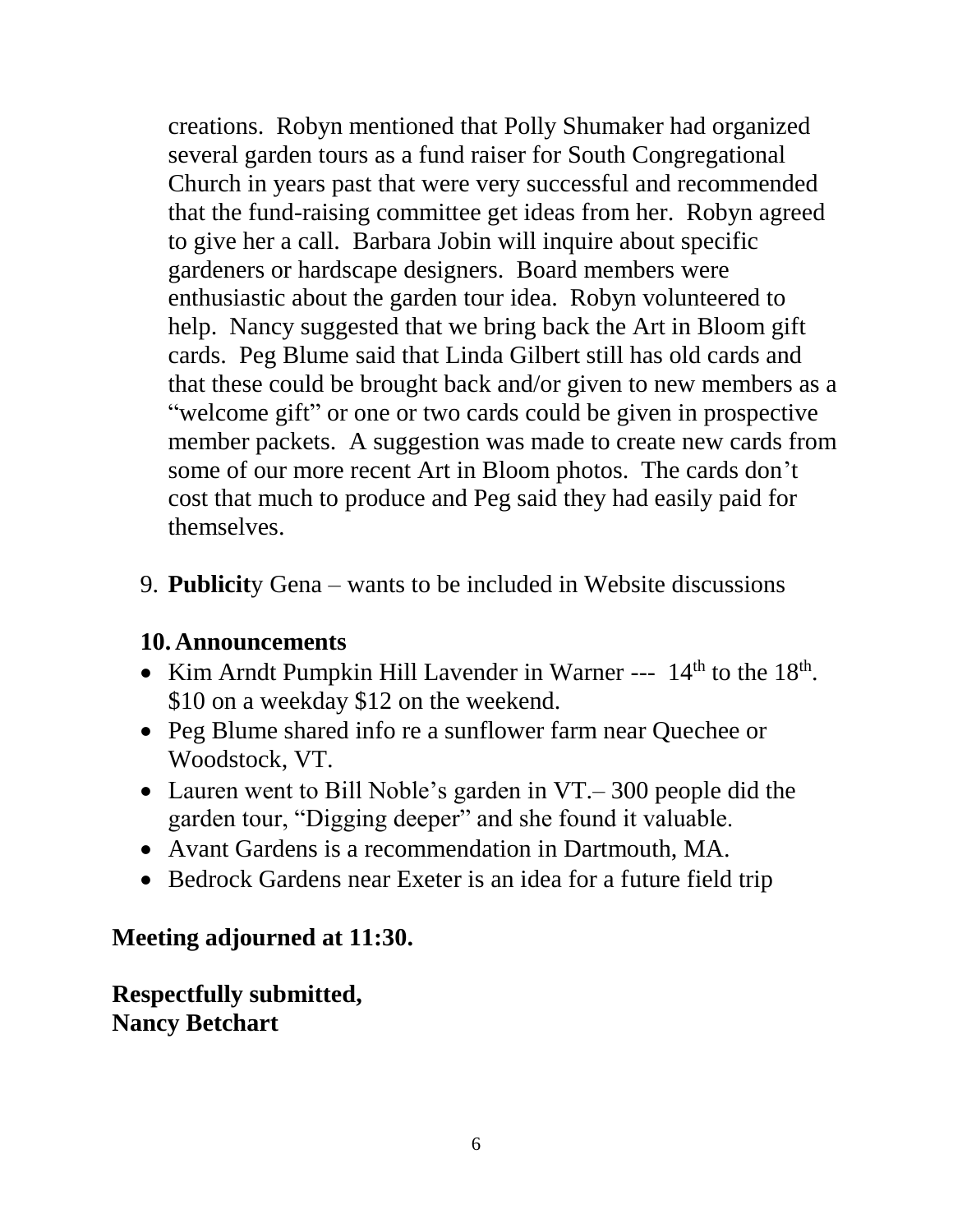creations. Robyn mentioned that Polly Shumaker had organized several garden tours as a fund raiser for South Congregational Church in years past that were very successful and recommended that the fund-raising committee get ideas from her. Robyn agreed to give her a call. Barbara Jobin will inquire about specific gardeners or hardscape designers. Board members were enthusiastic about the garden tour idea. Robyn volunteered to help. Nancy suggested that we bring back the Art in Bloom gift cards. Peg Blume said that Linda Gilbert still has old cards and that these could be brought back and/or given to new members as a "welcome gift" or one or two cards could be given in prospective member packets. A suggestion was made to create new cards from some of our more recent Art in Bloom photos. The cards don't cost that much to produce and Peg said they had easily paid for themselves.

9. **Publicit**y Gena – wants to be included in Website discussions

**10. Announcements**

- Kim Arndt Pumpkin Hill Lavender in Warner --- 14th to the 18th. $10 on a weekday $12 on the weekend.
- Peg Blume shared info re a sunflower farm near Quechee or Woodstock, VT.
- Lauren went to Bill Noble's garden in VT.– 300 people did the garden tour, "Digging deeper" and she found it valuable.
- Avant Gardens is a recommendation in Dartmouth, MA.
- Bedrock Gardens near Exeter is an idea for a future field trip

**Meeting adjourned at 11:30.**

**Respectfully submitted,**
**Nancy Betchart**